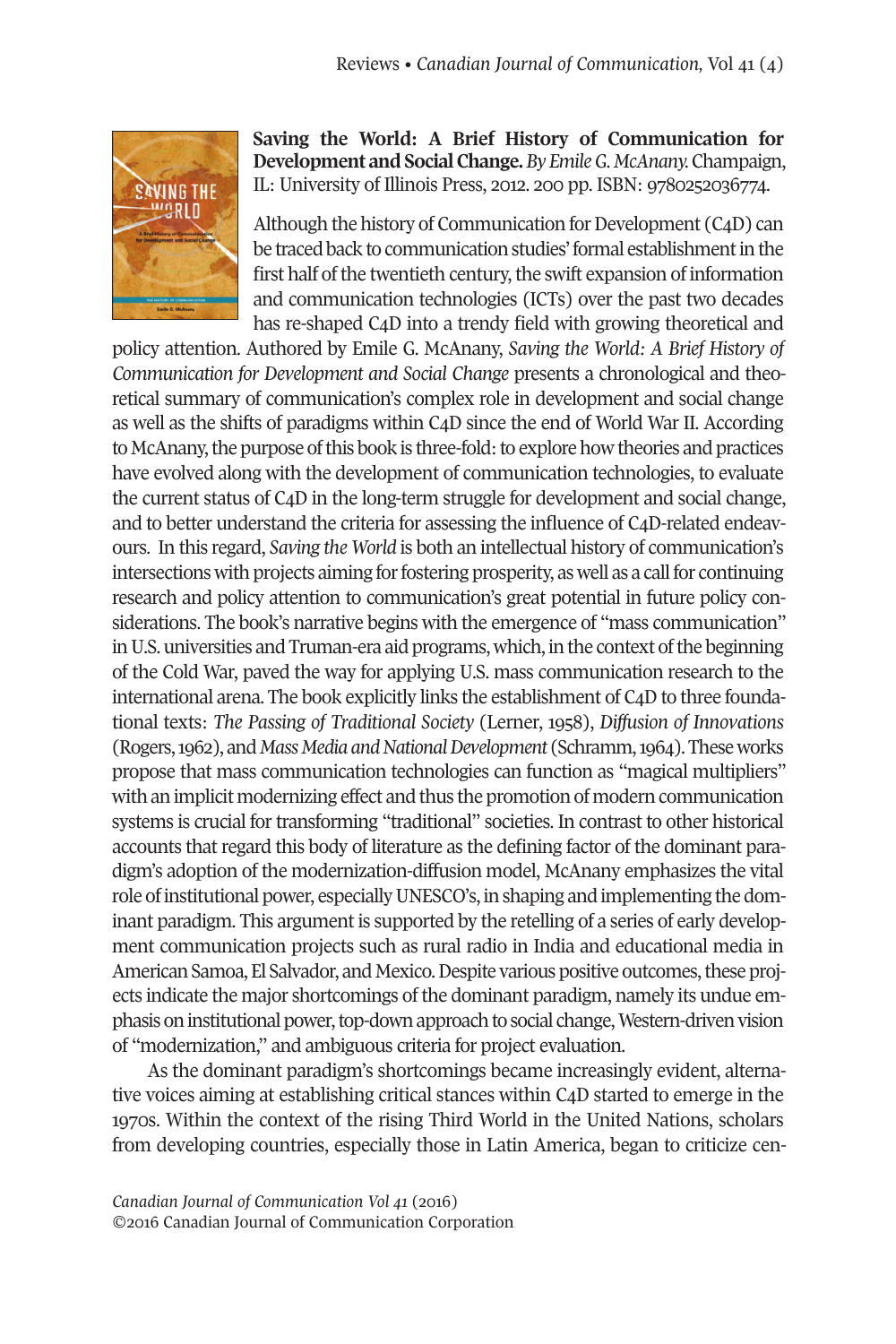**Saving the World: A Brief History of Communication for Development and Social Change.** *By Emile G. McAnany.* Champaign, IL: University of Illinois Press, 2012. 200 pp. ISBN: 9780252036774.

Although the history of Communication for Development (C4D) can be traced back to communication studies' formal establishment in the first half of the twentieth century, the swift expansion of information and communication technologies (ICTs) over the past two decades has re-shaped C4D into a trendy field with growing theoretical and policy attention. Authored by Emile G. McAnany, *Saving the World: A Brief History of Communication for Development and Social Change* presents a chronological and theoretical summary of communication's complex role in development and social change as well as the shifts of paradigms within C4D since the end of World War II. According to McAnany, the purpose of this book is three-fold: to explore how theories and practices have evolved along with the development of communication technologies, to evaluate the current status of C4D in the long-term struggle for development and social change, and to better understand the criteria for assessing the influence of C4D-related endeavours. In this regard, *Saving the World* is both an intellectual history of communication's intersections with projects aiming for fostering prosperity, as well as a call for continuing research and policy attention to communication's great potential in future policy considerations. The book's narrative begins with the emergence of "mass communication" in U.S. universities and Truman-era aid programs, which, in the context of the beginning of the Cold War, paved the way for applying U.S. mass communication research to the international arena. The book explicitly links the establishment of C4D to three foundational texts: *The Passing of Traditional Society* (Lerner, 1958), *Diffusion of Innovations* (Rogers, 1962), and *Mass Media and National Development* (Schramm, 1964). These works propose that mass communication technologies can function as "magical multipliers" with an implicit modernizing effect and thus the promotion of modern communication systems is crucial for transforming "traditional" societies. In contrast to other historical accounts that regard this body of literature as the defining factor of the dominant paradigm's adoption of the modernization-diffusion model, McAnany emphasizes the vital role of institutional power, especially UNESCO's, in shaping and implementing the dominant paradigm. This argument is supported by the retelling of a series of early development communication projects such as rural radio in India and educational media in American Samoa, El Salvador, and Mexico. Despite various positive outcomes, these projects indicate the major shortcomings of the dominant paradigm, namely its undue emphasis on institutional power, top-down approach to social change, Western-driven vision of "modernization," and ambiguous criteria for project evaluation.

As the dominant paradigm's shortcomings became increasingly evident, alternative voices aiming at establishing critical stances within C4D started to emerge in the 1970s. Within the context of the rising Third World in the United Nations, scholars from developing countries, especially those in Latin America, began to criticize cen-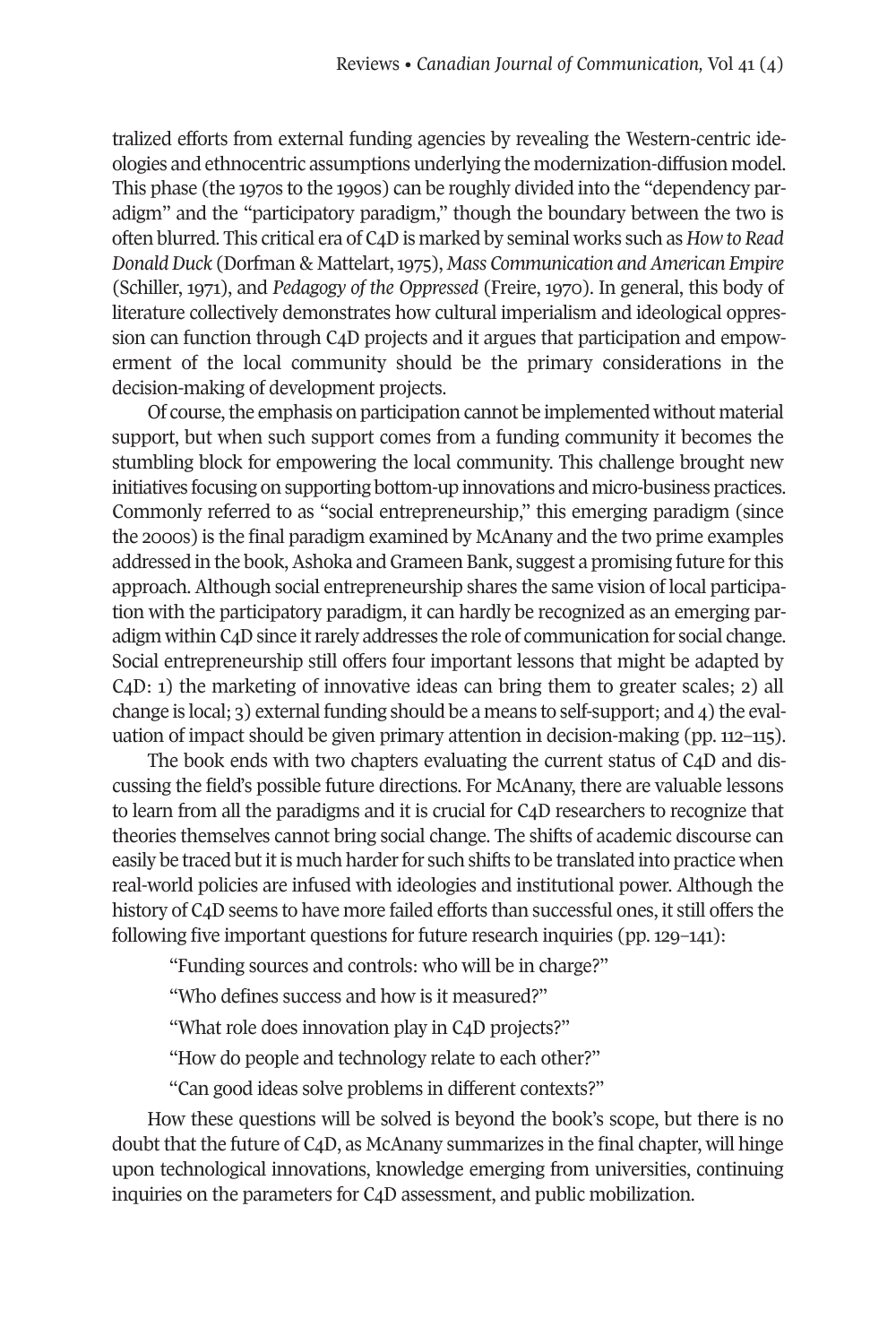tralized efforts from external funding agencies by revealing the Western-centric ideologies and ethnocentric assumptions underlying the modernization-diffusion model. This phase (the 1970s to the 1990s) can be roughly divided into the "dependency paradigm" and the "participatory paradigm," though the boundary between the two is often blurred. This critical era of C4D is marked by seminal works such as *How to Read Donald Duck* (Dorfman & Mattelart, 1975), *Mass Communication and American Empire* (Schiller, 1971), and *Pedagogy of the Oppressed* (Freire, 1970). In general, this body of literature collectively demonstrates how cultural imperialism and ideological oppression can function through C4D projects and it argues that participation and empowerment of the local community should be the primary considerations in the decision-making of development projects.

Of course, the emphasis on participation cannot be implemented without material support, but when such support comes from a funding community it becomes the stumbling block for empowering the local community. This challenge brought new initiatives focusing on supporting bottom-up innovations and micro-business practices. Commonly referred to as "social entrepreneurship," this emerging paradigm (since the 2000s) is the final paradigm examined by McAnany and the two prime examples addressed in the book, Ashoka and Grameen Bank, suggest a promising future for this approach. Although social entrepreneurship shares the same vision of local participation with the participatory paradigm, it can hardly be recognized as an emerging paradigm within C4D since it rarely addresses the role of communication for social change. Social entrepreneurship still offers four important lessons that might be adapted by C4D: 1) the marketing of innovative ideas can bring them to greater scales; 2) all change is local; 3) external funding should be a means to self-support; and 4) the evaluation of impact should be given primary attention in decision-making (pp. 112–115).

The book ends with two chapters evaluating the current status of C4D and discussing the field's possible future directions. For McAnany, there are valuable lessons to learn from all the paradigms and it is crucial for C4D researchers to recognize that theories themselves cannot bring social change. The shifts of academic discourse can easily be traced but it is much harder for such shifts to be translated into practice when real-world policies are infused with ideologies and institutional power. Although the history of C4D seems to have more failed efforts than successful ones, it still offers the following five important questions for future research inquiries (pp. 129–141):

"Funding sources and controls: who will be in charge?"

"Who defines success and how is it measured?"

"What role does innovation play in C4D projects?"

"How do people and technology relate to each other?"

"Can good ideas solve problems in different contexts?"

How these questions will be solved is beyond the book's scope, but there is no doubt that the future of C4D, as McAnany summarizes in the final chapter, will hinge upon technological innovations, knowledge emerging from universities, continuing inquiries on the parameters for C4D assessment, and public mobilization.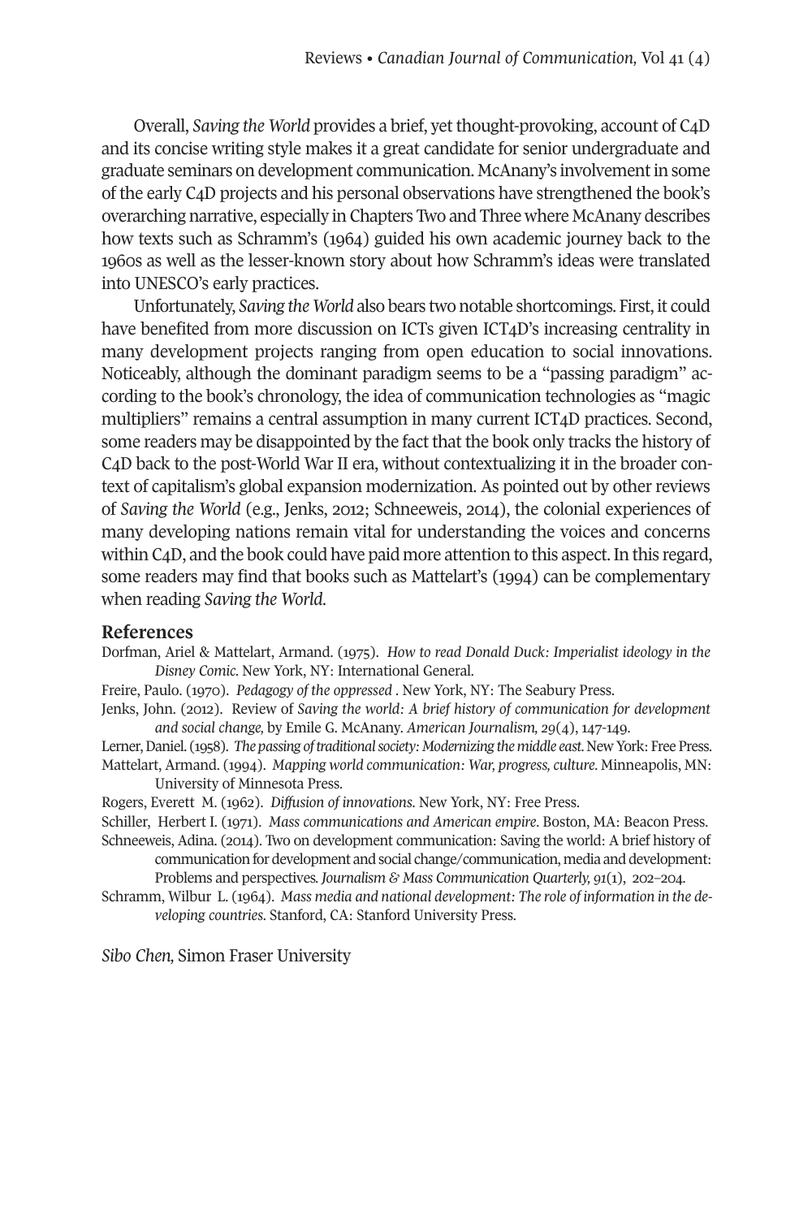Overall, *Saving the World* provides a brief, yet thought-provoking, account of C4D and its concise writing style makes it a great candidate for senior undergraduate and graduate seminars on development communication. McAnany's involvement in some of the early C4D projects and his personal observations have strengthened the book's overarching narrative, especially in Chapters Two and Three where McAnany describes how texts such as Schramm's (1964) guided his own academic journey back to the 1960s as well as the lesser-known story about how Schramm's ideas were translated into UNESCO's early practices.

Unfortunately, *Saving the World* also bears two notable shortcomings. First, it could have benefited from more discussion on ICTs given ICT4D's increasing centrality in many development projects ranging from open education to social innovations. Noticeably, although the dominant paradigm seems to be a "passing paradigm" according to the book's chronology, the idea of communication technologies as "magic multipliers" remains a central assumption in many current ICT4D practices. Second, some readers may be disappointed by the fact that the book only tracks the history of C4D back to the post-World War II era, without contextualizing it in the broader context of capitalism's global expansion modernization. As pointed out by other reviews of *Saving the World* (e.g., Jenks, 2012; Schneeweis, 2014), the colonial experiences of many developing nations remain vital for understanding the voices and concerns within C4D, and the book could have paid more attention to this aspect. In this regard, some readers may find that books such as Mattelart's (1994) can be complementary when reading *Saving the World*.

## References

Dorfman, Ariel & Mattelart, Armand. (1975). *How to read Donald Duck: Imperialist ideology in the Disney Comic*. New York, NY: International General.

Freire, Paulo. (1970). *Pedagogy of the oppressed* . New York, NY: The Seabury Press.

Jenks, John. (2012). Review of *Saving the world: A brief history of communication for development and social change,* by Emile G. McAnany. *American Journalism, 29*(4), 147-149.

Lerner, Daniel. (1958). *The passing of traditional society: Modernizing the middle east*. New York: Free Press.

Mattelart, Armand. (1994). *Mapping world communication: War, progress, culture*. Minneapolis, MN: University of Minnesota Press.

Rogers, Everett M. (1962). *Diffusion of innovations*. New York, NY: Free Press.

Schiller, Herbert I. (1971). *Mass communications and American empire*. Boston, MA: Beacon Press.

Schneeweis, Adina. (2014). Two on development communication: Saving the world: A brief history of communication for development and social change/communication, media and development: Problems and perspectives. *Journalism & Mass Communication Quarterly, 91*(1), 202–204.

Schramm, Wilbur L. (1964). *Mass media and national development: The role of information in the developing countries*. Stanford, CA: Stanford University Press.

*Sibo Chen,* Simon Fraser University